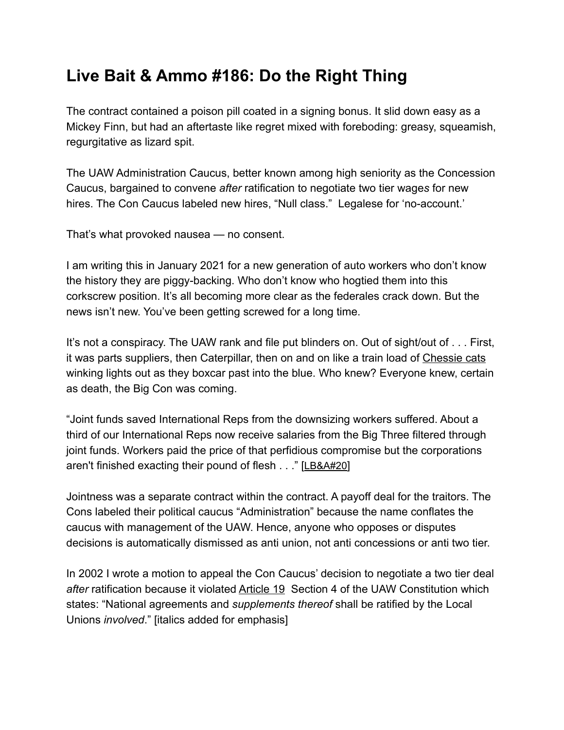# Live Bait & Ammo #186: Do the Right Thing

The contract contained a poison pill coated in a signing bonus. It slid down easy as a Mickey Finn, but had an aftertaste like regret mixed with foreboding: greasy, squeamish, regurgitative as lizard spit.

The UAW Administration Caucus, better known among high seniority as the Concession Caucus, bargained to convene *after* ratification to negotiate two tier wage*s* for new hires. The Con Caucus labeled new hires, "Null class." Legalese for 'no-account.'

That's what provoked nausea — no consent.

I am writing this in January 2021 for a new generation of auto workers who don't know the history they are piggy-backing. Who don't know who hogtied them into this corkscrew position. It's all becoming more clear as the federales crack down. But the news isn't new. You've been getting screwed for a long time.

It's not a conspiracy. The UAW rank and file put blinders on. Out of sight/out of . . . First, it was parts suppliers, then Caterpillar, then on and on like a train load of Chessie cats winking lights out as they boxcar past into the blue. Who knew? Everyone knew, certain as death, the Big Con was coming.

"Joint funds saved International Reps from the downsizing workers suffered. About a third of our International Reps now receive salaries from the Big Three filtered through joint funds. Workers paid the price of that perfidious compromise but the corporations aren't finished exacting their pound of flesh . . ." [LB&A#20]

Jointness was a separate contract within the contract. A payoff deal for the traitors. The Cons labeled their political caucus "Administration" because the name conflates the caucus with management of the UAW. Hence, anyone who opposes or disputes decisions is automatically dismissed as anti union, not anti concessions or anti two tier.

In 2002 I wrote a motion to appeal the Con Caucus' decision to negotiate a two tier deal *after* ratification because it violated Article 19 Section 4 of the UAW Constitution which states: "National agreements and *supplements thereof* shall be ratified by the Local Unions *involved*." [italics added for emphasis]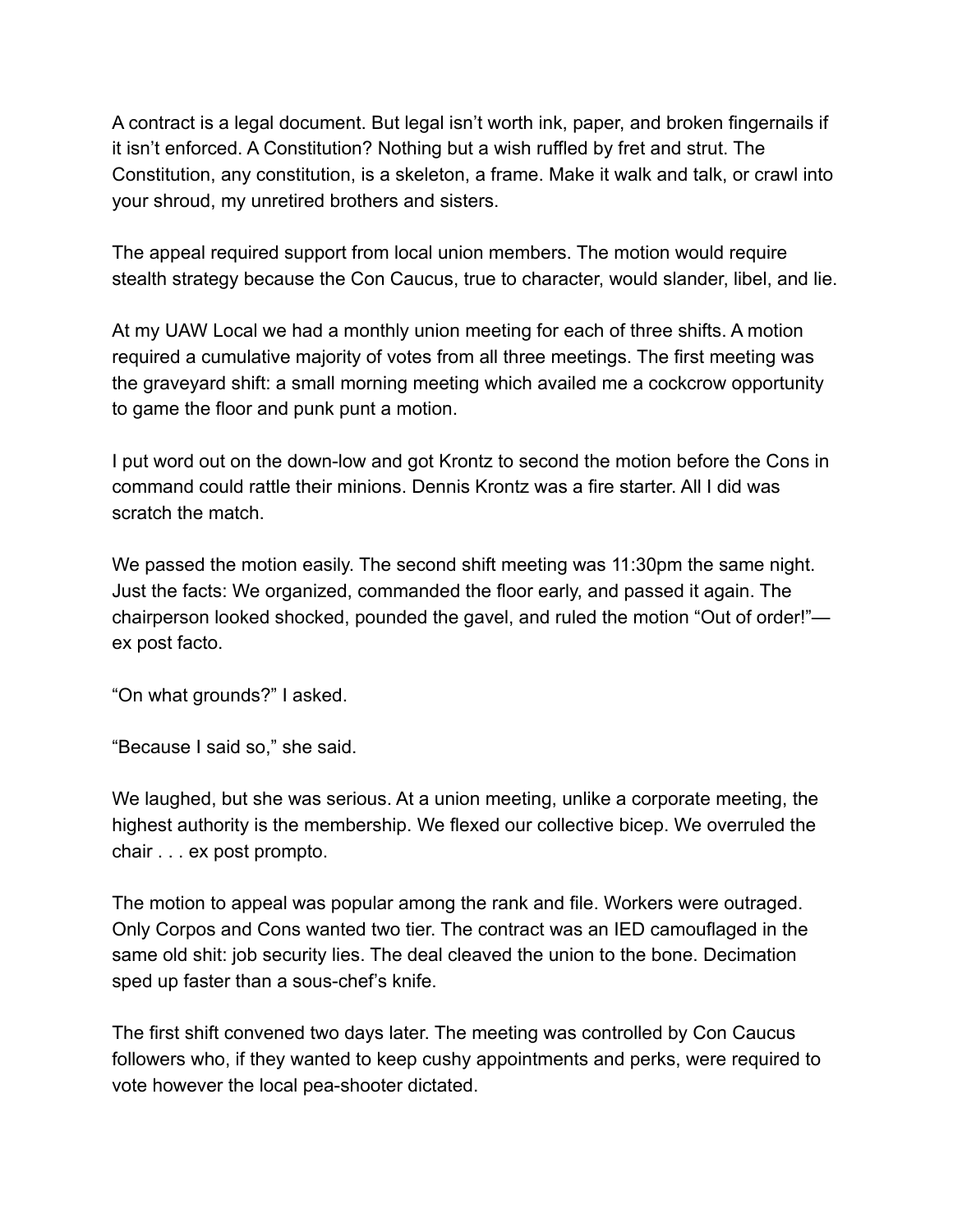A contract is a legal document. But legal isn't worth ink, paper, and broken fingernails if it isn't enforced. A Constitution? Nothing but a wish ruffled by fret and strut. The Constitution, any constitution, is a skeleton, a frame. Make it walk and talk, or crawl into your shroud, my unretired brothers and sisters.

The appeal required support from local union members. The motion would require stealth strategy because the Con Caucus, true to character, would slander, libel, and lie.

At my UAW Local we had a monthly union meeting for each of three shifts. A motion required a cumulative majority of votes from all three meetings. The first meeting was the graveyard shift: a small morning meeting which availed me a cockcrow opportunity to game the floor and punk punt a motion.

I put word out on the down-low and got Krontz to second the motion before the Cons in command could rattle their minions. Dennis Krontz was a fire starter. All I did was scratch the match.

We passed the motion easily. The second shift meeting was 11:30pm the same night. Just the facts: We organized, commanded the floor early, and passed it again. The chairperson looked shocked, pounded the gavel, and ruled the motion "Out of order!"—ex post facto.

"On what grounds?" I asked.

"Because I said so," she said.

We laughed, but she was serious. At a union meeting, unlike a corporate meeting, the highest authority is the membership. We flexed our collective bicep. We overruled the chair . . . ex post prompto.

The motion to appeal was popular among the rank and file. Workers were outraged. Only Corpos and Cons wanted two tier. The contract was an IED camouflaged in the same old shit: job security lies. The deal cleaved the union to the bone. Decimation sped up faster than a sous-chef's knife.

The first shift convened two days later. The meeting was controlled by Con Caucus followers who, if they wanted to keep cushy appointments and perks, were required to vote however the local pea-shooter dictated.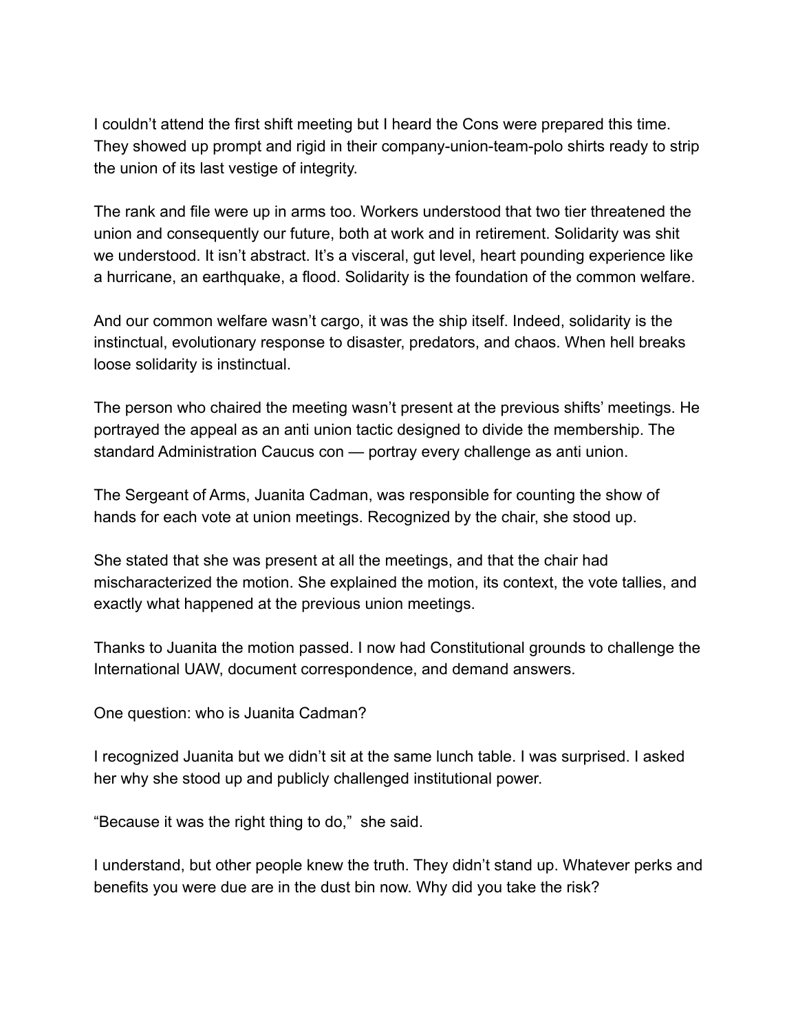I couldn't attend the first shift meeting but I heard the Cons were prepared this time. They showed up prompt and rigid in their company-union-team-polo shirts ready to strip the union of its last vestige of integrity.

The rank and file were up in arms too. Workers understood that two tier threatened the union and consequently our future, both at work and in retirement. Solidarity was shit we understood. It isn't abstract. It's a visceral, gut level, heart pounding experience like a hurricane, an earthquake, a flood. Solidarity is the foundation of the common welfare.

And our common welfare wasn't cargo, it was the ship itself. Indeed, solidarity is the instinctual, evolutionary response to disaster, predators, and chaos. When hell breaks loose solidarity is instinctual.

The person who chaired the meeting wasn't present at the previous shifts' meetings. He portrayed the appeal as an anti union tactic designed to divide the membership. The standard Administration Caucus con — portray every challenge as anti union.

The Sergeant of Arms, Juanita Cadman, was responsible for counting the show of hands for each vote at union meetings. Recognized by the chair, she stood up.

She stated that she was present at all the meetings, and that the chair had mischaracterized the motion. She explained the motion, its context, the vote tallies, and exactly what happened at the previous union meetings.

Thanks to Juanita the motion passed. I now had Constitutional grounds to challenge the International UAW, document correspondence, and demand answers.

One question: who is Juanita Cadman?

I recognized Juanita but we didn't sit at the same lunch table. I was surprised. I asked her why she stood up and publicly challenged institutional power.

"Because it was the right thing to do," she said.

I understand, but other people knew the truth. They didn't stand up. Whatever perks and benefits you were due are in the dust bin now. Why did you take the risk?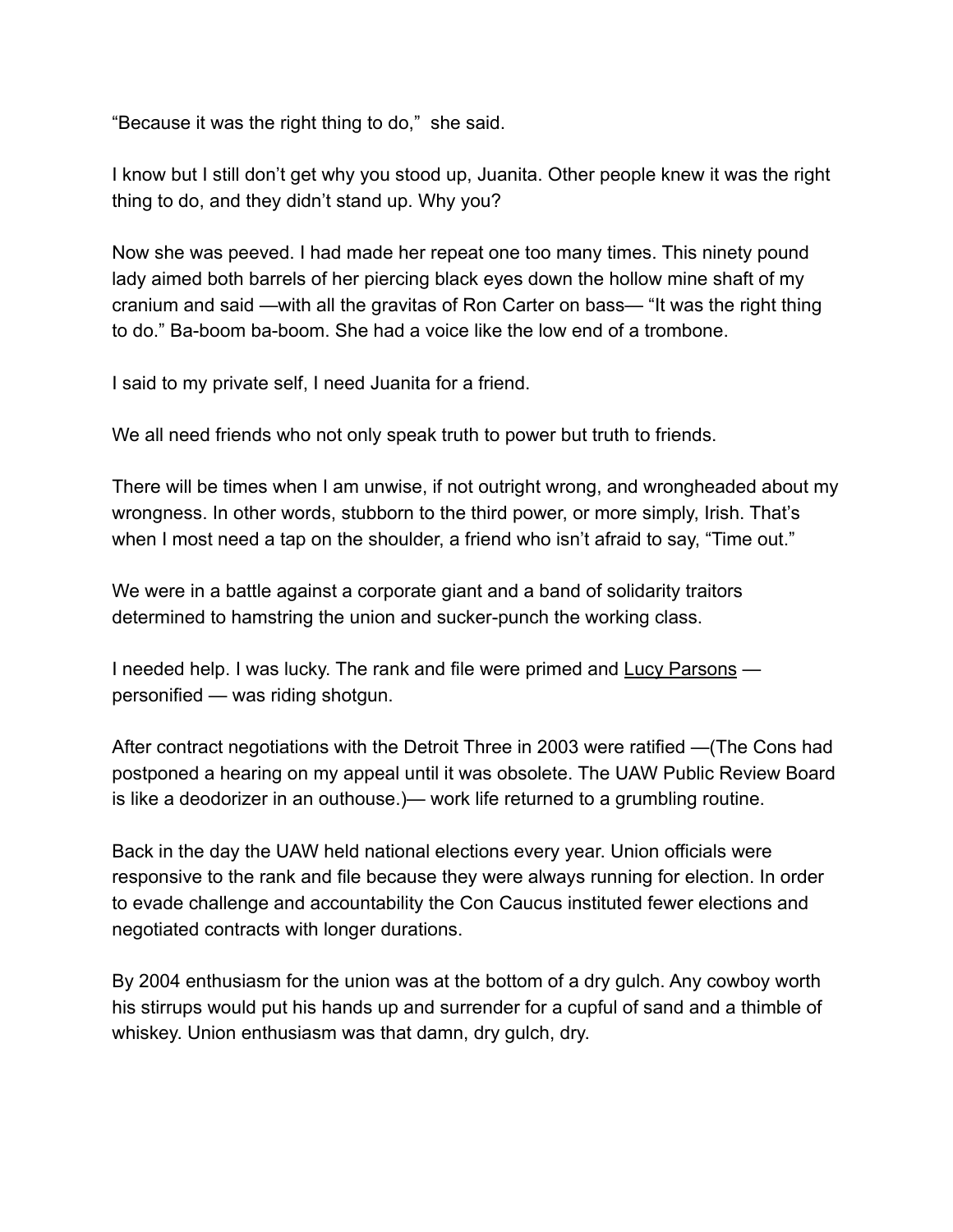“Because it was the right thing to do,”  she said.

I know but I still don’t get why you stood up, Juanita. Other people knew it was the right thing to do, and they didn’t stand up. Why you?

Now she was peeved. I had made her repeat one too many times. This ninety pound lady aimed both barrels of her piercing black eyes down the hollow mine shaft of my cranium and said —with all the gravitas of Ron Carter on bass— “It was the right thing to do.” Ba-boom ba-boom. She had a voice like the low end of a trombone.

I said to my private self, I need Juanita for a friend.

We all need friends who not only speak truth to power but truth to friends.

There will be times when I am unwise, if not outright wrong, and wrongheaded about my wrongness. In other words, stubborn to the third power, or more simply, Irish. That’s when I most need a tap on the shoulder, a friend who isn’t afraid to say, “Time out.”

We were in a battle against a corporate giant and a band of solidarity traitors determined to hamstring the union and sucker-punch the working class.

I needed help. I was lucky. The rank and file were primed and Lucy Parsons — personified — was riding shotgun.

After contract negotiations with the Detroit Three in 2003 were ratified —(The Cons had postponed a hearing on my appeal until it was obsolete. The UAW Public Review Board is like a deodorizer in an outhouse.)— work life returned to a grumbling routine.

Back in the day the UAW held national elections every year. Union officials were responsive to the rank and file because they were always running for election. In order to evade challenge and accountability the Con Caucus instituted fewer elections and negotiated contracts with longer durations.

By 2004 enthusiasm for the union was at the bottom of a dry gulch. Any cowboy worth his stirrups would put his hands up and surrender for a cupful of sand and a thimble of whiskey. Union enthusiasm was that damn, dry gulch, dry.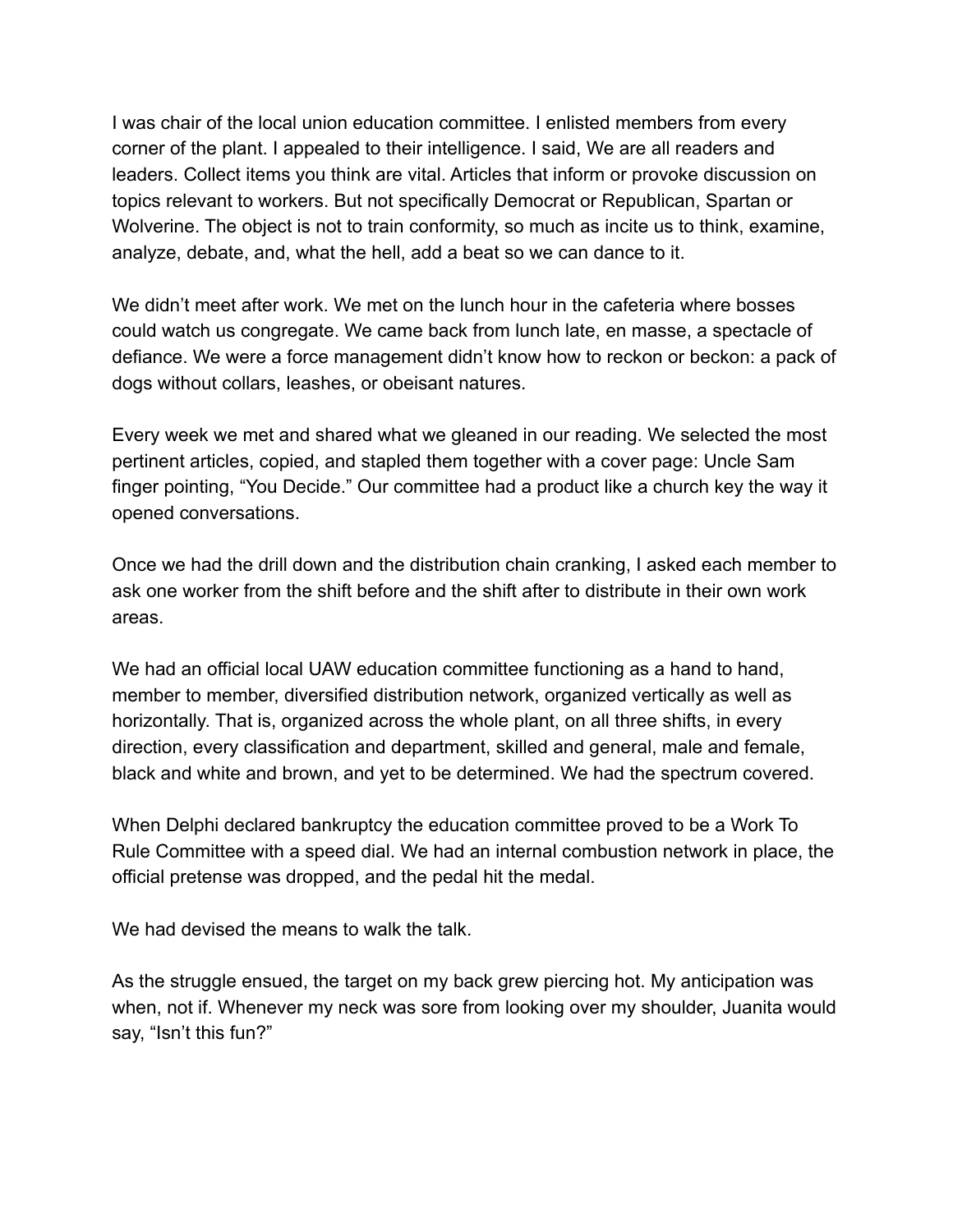I was chair of the local union education committee. I enlisted members from every corner of the plant. I appealed to their intelligence. I said, We are all readers and leaders. Collect items you think are vital. Articles that inform or provoke discussion on topics relevant to workers. But not specifically Democrat or Republican, Spartan or Wolverine. The object is not to train conformity, so much as incite us to think, examine, analyze, debate, and, what the hell, add a beat so we can dance to it.

We didn't meet after work. We met on the lunch hour in the cafeteria where bosses could watch us congregate. We came back from lunch late, en masse, a spectacle of defiance. We were a force management didn't know how to reckon or beckon: a pack of dogs without collars, leashes, or obeisant natures.

Every week we met and shared what we gleaned in our reading. We selected the most pertinent articles, copied, and stapled them together with a cover page: Uncle Sam finger pointing, "You Decide." Our committee had a product like a church key the way it opened conversations.

Once we had the drill down and the distribution chain cranking, I asked each member to ask one worker from the shift before and the shift after to distribute in their own work areas.

We had an official local UAW education committee functioning as a hand to hand, member to member, diversified distribution network, organized vertically as well as horizontally. That is, organized across the whole plant, on all three shifts, in every direction, every classification and department, skilled and general, male and female, black and white and brown, and yet to be determined. We had the spectrum covered.

When Delphi declared bankruptcy the education committee proved to be a Work To Rule Committee with a speed dial. We had an internal combustion network in place, the official pretense was dropped, and the pedal hit the medal.

We had devised the means to walk the talk.

As the struggle ensued, the target on my back grew piercing hot. My anticipation was when, not if. Whenever my neck was sore from looking over my shoulder, Juanita would say, "Isn't this fun?"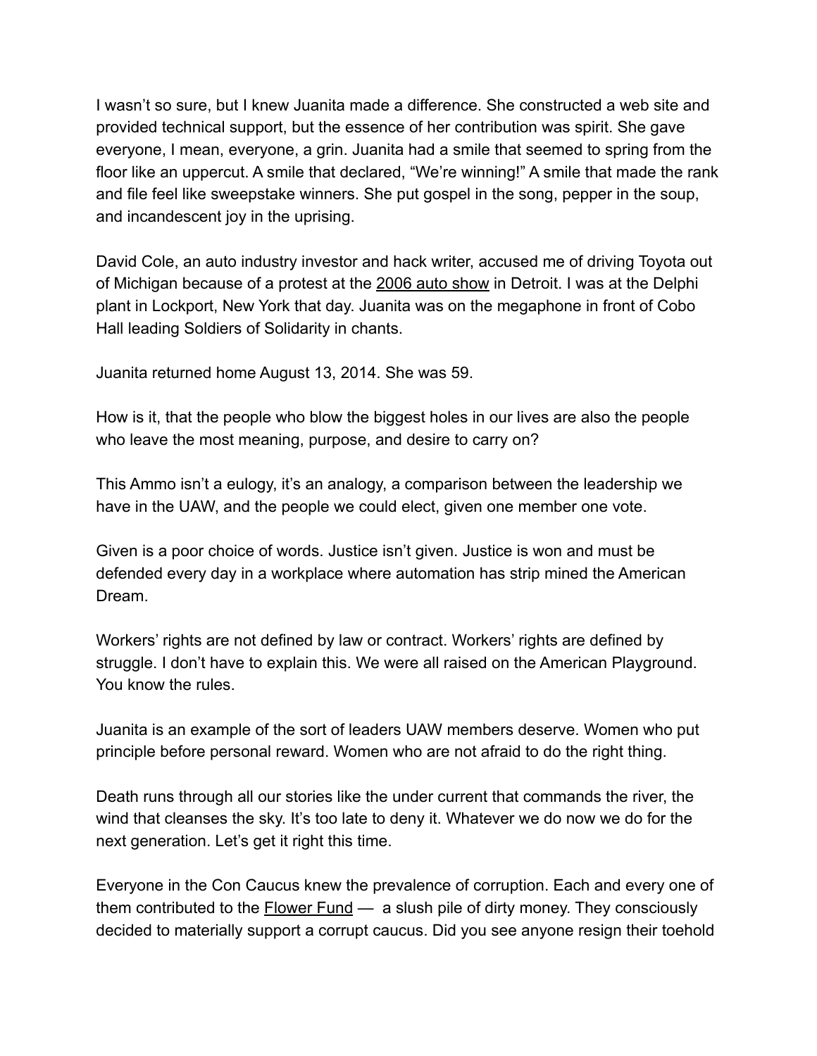I wasn't so sure, but I knew Juanita made a difference. She constructed a web site and provided technical support, but the essence of her contribution was spirit. She gave everyone, I mean, everyone, a grin. Juanita had a smile that seemed to spring from the floor like an uppercut. A smile that declared, "We're winning!" A smile that made the rank and file feel like sweepstake winners. She put gospel in the song, pepper in the soup, and incandescent joy in the uprising.

David Cole, an auto industry investor and hack writer, accused me of driving Toyota out of Michigan because of a protest at the 2006 auto show in Detroit. I was at the Delphi plant in Lockport, New York that day. Juanita was on the megaphone in front of Cobo Hall leading Soldiers of Solidarity in chants.

Juanita returned home August 13, 2014. She was 59.

How is it, that the people who blow the biggest holes in our lives are also the people who leave the most meaning, purpose, and desire to carry on?

This Ammo isn't a eulogy, it's an analogy, a comparison between the leadership we have in the UAW, and the people we could elect, given one member one vote.

Given is a poor choice of words. Justice isn't given. Justice is won and must be defended every day in a workplace where automation has strip mined the American Dream.

Workers' rights are not defined by law or contract. Workers' rights are defined by struggle. I don't have to explain this. We were all raised on the American Playground. You know the rules.

Juanita is an example of the sort of leaders UAW members deserve. Women who put principle before personal reward. Women who are not afraid to do the right thing.

Death runs through all our stories like the under current that commands the river, the wind that cleanses the sky. It's too late to deny it. Whatever we do now we do for the next generation. Let's get it right this time.

Everyone in the Con Caucus knew the prevalence of corruption. Each and every one of them contributed to the Flower Fund — a slush pile of dirty money. They consciously decided to materially support a corrupt caucus. Did you see anyone resign their toehold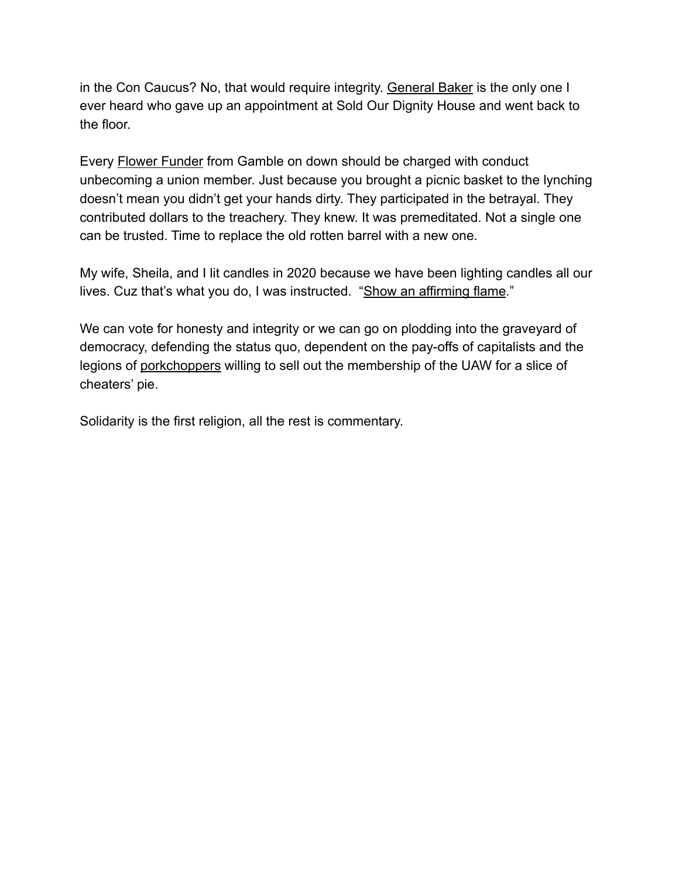in the Con Caucus? No, that would require integrity. General Baker is the only one I ever heard who gave up an appointment at Sold Our Dignity House and went back to the floor.

Every Flower Funder from Gamble on down should be charged with conduct unbecoming a union member. Just because you brought a picnic basket to the lynching doesn't mean you didn't get your hands dirty. They participated in the betrayal. They contributed dollars to the treachery. They knew. It was premeditated. Not a single one can be trusted. Time to replace the old rotten barrel with a new one.

My wife, Sheila, and I lit candles in 2020 because we have been lighting candles all our lives. Cuz that's what you do, I was instructed. "Show an affirming flame."

We can vote for honesty and integrity or we can go on plodding into the graveyard of democracy, defending the status quo, dependent on the pay-offs of capitalists and the legions of porkchoppers willing to sell out the membership of the UAW for a slice of cheaters' pie.

Solidarity is the first religion, all the rest is commentary.